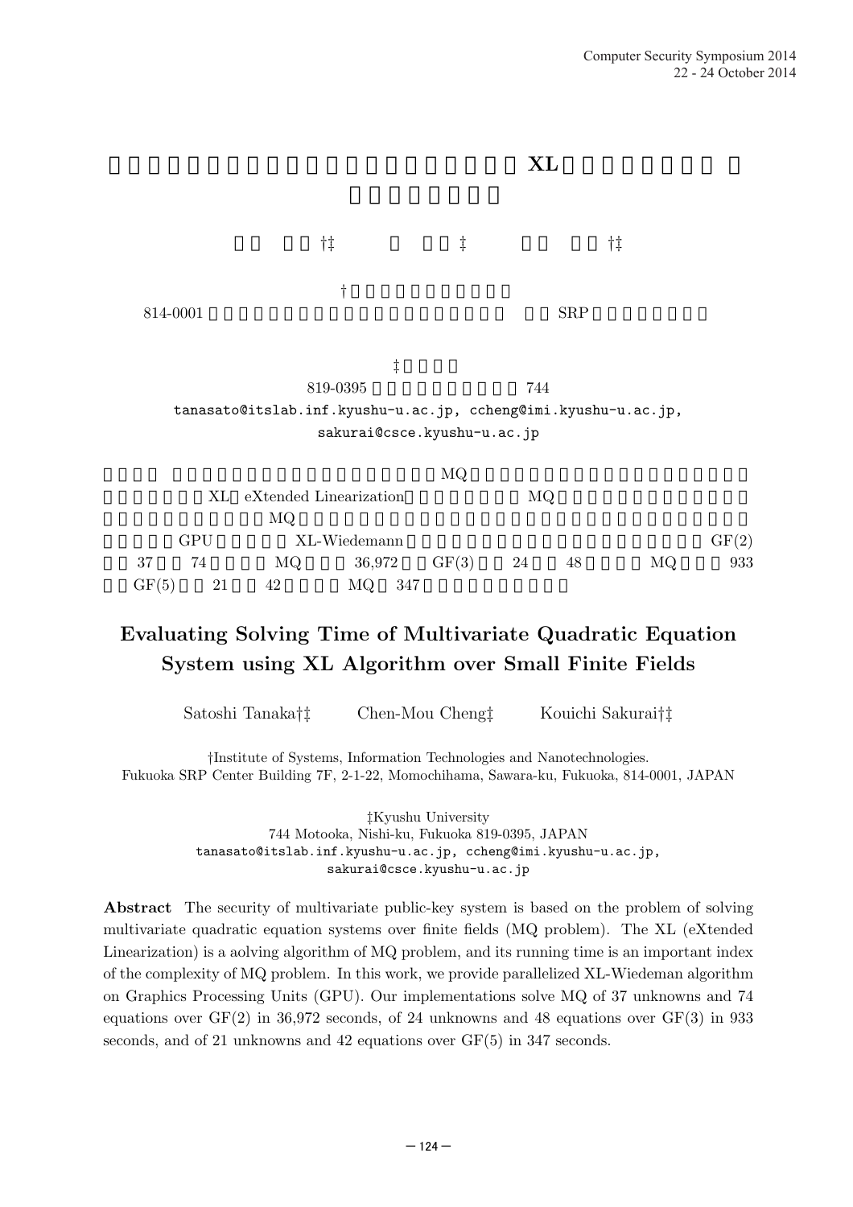# XL

†‡ ‡ †‡

†

814-0001 SRP

‡

819-0395 744

tanasato@itslab.inf.kyushu-u.ac.jp, ccheng@imi.kyushu-u.ac.jp, sakurai@csce.kyushu-u.ac.jp

MQ XL eXtended Linearization MQ MQ GPU XL-Wiedemann GF(2) 37 74 MQ 36,972 GF(3) 24 48 MQ 933 GF(5) 21 42 MQ 347

## Evaluating Solving Time of Multivariate Quadratic Equation System using XL Algorithm over Small Finite Fields

Satoshi Tanaka†‡ Chen-Mou Cheng‡ Kouichi Sakurai†‡

†Institute of Systems, Information Technologies and Nanotechnologies.
Fukuoka SRP Center Building 7F, 2-1-22, Momochihama, Sawara-ku, Fukuoka, 814-0001, JAPAN

‡Kyushu University
744 Motooka, Nishi-ku, Fukuoka 819-0395, JAPAN
tanasato@itslab.inf.kyushu-u.ac.jp, ccheng@imi.kyushu-u.ac.jp, sakurai@csce.kyushu-u.ac.jp

**Abstract** The security of multivariate public-key system is based on the problem of solving multivariate quadratic equation systems over finite fields (MQ problem). The XL (eXtended Linearization) is a aolving algorithm of MQ problem, and its running time is an important index of the complexity of MQ problem. In this work, we provide parallelized XL-Wiedeman algorithm on Graphics Processing Units (GPU). Our implementations solve MQ of 37 unknowns and 74 equations over GF(2) in 36,972 seconds, of 24 unknowns and 48 equations over GF(3) in 933 seconds, and of 21 unknowns and 42 equations over GF(5) in 347 seconds.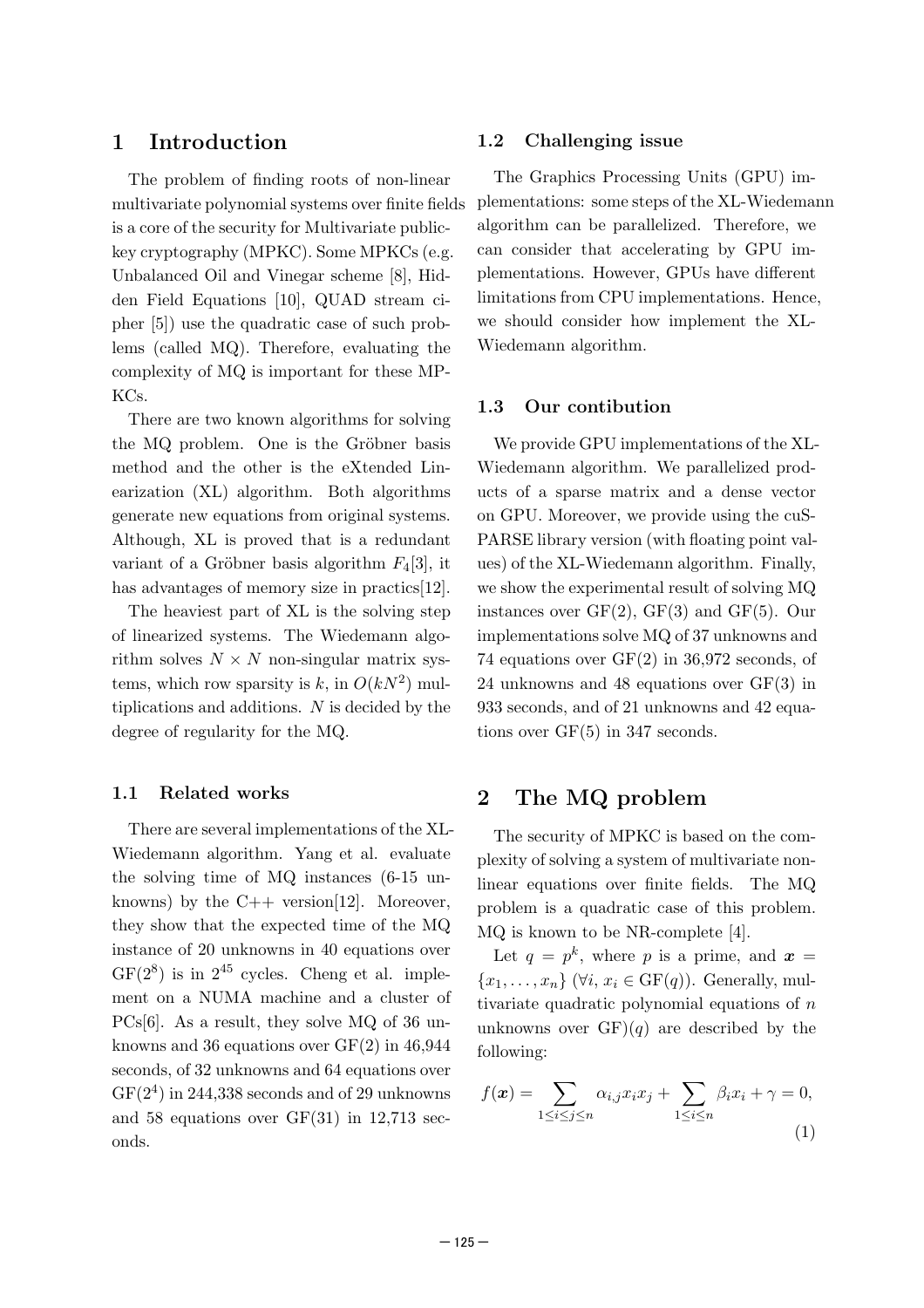# 1 Introduction

The problem of finding roots of non-linear multivariate polynomial systems over finite fields is a core of the security for Multivariate public-key cryptography (MPKC). Some MPKCs (e.g. Unbalanced Oil and Vinegar scheme [8], Hidden Field Equations [10], QUAD stream cipher [5]) use the quadratic case of such problems (called MQ). Therefore, evaluating the complexity of MQ is important for these MPKCs.

There are two known algorithms for solving the MQ problem. One is the Gröbner basis method and the other is the eXtended Linearization (XL) algorithm. Both algorithms generate new equations from original systems. Although, XL is proved that is a redundant variant of a Gröbner basis algorithm $F_4$[3], it has advantages of memory size in practics[12].

The heaviest part of XL is the solving step of linearized systems. The Wiedemann algorithm solves $N \times N$ non-singular matrix systems, which row sparsity is $k$, in $O(kN^2)$ multiplications and additions. $N$ is decided by the degree of regularity for the MQ.

## 1.1 Related works

There are several implementations of the XL-Wiedemann algorithm. Yang et al. evaluate the solving time of MQ instances (6-15 unknowns) by the C++ version[12]. Moreover, they show that the expected time of the MQ instance of 20 unknowns in 40 equations over $\mathrm{GF}(2^8)$ is in $2^{45}$ cycles. Cheng et al. implement on a NUMA machine and a cluster of PCs[6]. As a result, they solve MQ of 36 unknowns and 36 equations over GF(2) in 46,944 seconds, of 32 unknowns and 64 equations over $\mathrm{GF}(2^4)$ in 244,338 seconds and of 29 unknowns and 58 equations over GF(31) in 12,713 seconds.

## 1.2 Challenging issue

The Graphics Processing Units (GPU) implementations: some steps of the XL-Wiedemann algorithm can be parallelized. Therefore, we can consider that accelerating by GPU implementations. However, GPUs have different limitations from CPU implementations. Hence, we should consider how implement the XL-Wiedemann algorithm.

## 1.3 Our contibution

We provide GPU implementations of the XL-Wiedemann algorithm. We parallelized products of a sparse matrix and a dense vector on GPU. Moreover, we provide using the cuSPARSE library version (with floating point values) of the XL-Wiedemann algorithm. Finally, we show the experimental result of solving MQ instances over GF(2), GF(3) and GF(5). Our implementations solve MQ of 37 unknowns and 74 equations over GF(2) in 36,972 seconds, of 24 unknowns and 48 equations over GF(3) in 933 seconds, and of 21 unknowns and 42 equations over GF(5) in 347 seconds.

# 2 The MQ problem

The security of MPKC is based on the complexity of solving a system of multivariate non-linear equations over finite fields. The MQ problem is a quadratic case of this problem. MQ is known to be NR-complete [4].

Let $q = p^k$, where $p$ is a prime, and $\boldsymbol{x} = \{x_1, \ldots, x_n\}$ ($\forall i,\ x_i \in \mathrm{GF}(q)$). Generally, multivariate quadratic polynomial equations of $n$ unknowns over GF)($q$) are described by the following:

$$f(\boldsymbol{x}) = \sum_{1 \le i \le j \le n} \alpha_{i,j} x_i x_j + \sum_{1 \le i \le n} \beta_i x_i + \gamma = 0, \tag{1}$$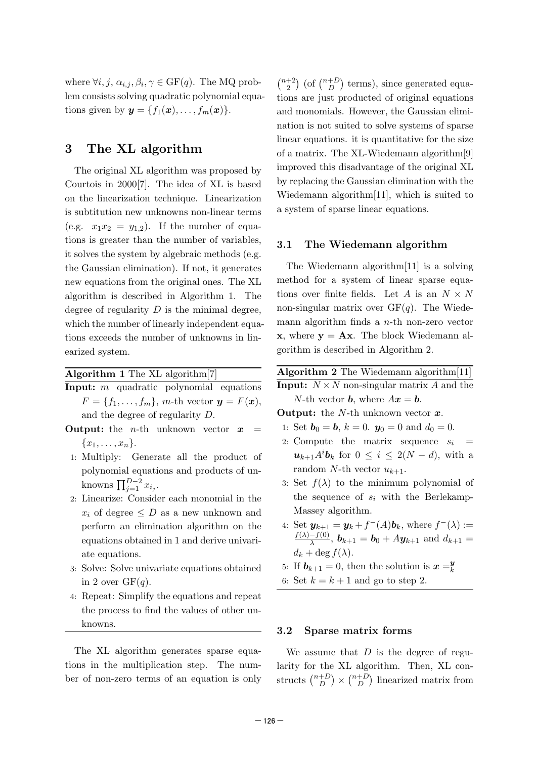where $\forall i, j$, $\alpha_{i,j}, \beta_i, \gamma \in \mathrm{GF}(q)$. The MQ problem consists solving quadratic polynomial equations given by $\boldsymbol{y} = \{f_1(\boldsymbol{x}), \ldots, f_m(\boldsymbol{x})\}$.

## 3 The XL algorithm

The original XL algorithm was proposed by Courtois in 2000[7]. The idea of XL is based on the linearization technique. Linearization is subtitution new unknowns non-linear terms (e.g. $x_1 x_2 = y_{1,2}$). If the number of equations is greater than the number of variables, it solves the system by algebraic methods (e.g. the Gaussian elimination). If not, it generates new equations from the original ones. The XL algorithm is described in Algorithm 1. The degree of regularity $D$ is the minimal degree, which the number of linearly independent equations exceeds the number of unknowns in linearized system.

**Algorithm 1** The XL algorithm[7]

**Input:** $m$ quadratic polynomial equations $F = \{f_1, \ldots, f_m\}$, $m$-th vector $\boldsymbol{y} = F(\boldsymbol{x})$, and the degree of regularity $D$.

**Output:** the $n$-th unknown vector $\boldsymbol{x} = \{x_1, \ldots, x_n\}$.

1: Multiply: Generate all the product of polynomial equations and products of unknowns $\prod_{j=1}^{D-2} x_{i_j}$.

2: Linearize: Consider each monomial in the $x_i$ of degree $\leq D$ as a new unknown and perform an elimination algorithm on the equations obtained in 1 and derive univariate equations.

3: Solve: Solve univariate equations obtained in 2 over $\mathrm{GF}(q)$.

4: Repeat: Simplify the equations and repeat the process to find the values of other unknowns.

The XL algorithm generates sparse equations in the multiplication step. The number of non-zero terms of an equation is only $\binom{n+2}{2}$ (of $\binom{n+D}{D}$ terms), since generated equations are just producted of original equations and monomials. However, the Gaussian elimination is not suited to solve systems of sparse linear equations. it is quantitative for the size of a matrix. The XL-Wiedemann algorithm[9] improved this disadvantage of the original XL by replacing the Gaussian elimination with the Wiedemann algorithm[11], which is suited to a system of sparse linear equations.

### 3.1 The Wiedemann algorithm

The Wiedemann algorithm[11] is a solving method for a system of linear sparse equations over finite fields. Let $A$ is an $N \times N$ non-singular matrix over $\mathrm{GF}(q)$. The Wiedemann algorithm finds a $n$-th non-zero vector $\mathbf{x}$, where $\mathbf{y} = \mathbf{A}\mathbf{x}$. The block Wiedemann algorithm is described in Algorithm 2.

**Algorithm 2** The Wiedemann algorithm[11]

**Input:** $N \times N$ non-singular matrix $A$ and the $N$-th vector $\boldsymbol{b}$, where $A\boldsymbol{x} = \boldsymbol{b}$.

**Output:** the $N$-th unknown vector $\boldsymbol{x}$.

1: Set $\boldsymbol{b}_0 = \boldsymbol{b}$, $k = 0$. $\boldsymbol{y}_0 = 0$ and $d_0 = 0$.

2: Compute the matrix sequence $s_i = \boldsymbol{u}_{k+1} A^i \boldsymbol{b}_k$ for $0 \leq i \leq 2(N - d)$, with a random $N$-th vector $u_{k+1}$.

3: Set $f(\lambda)$ to the minimum polynomial of the sequence of $s_i$ with the Berlekamp-Massey algorithm.

4: Set $\boldsymbol{y}_{k+1} = \boldsymbol{y}_k + f^-(A)\boldsymbol{b}_k$, where $f^-(\lambda) := \frac{f(\lambda) - f(0)}{\lambda}$, $\boldsymbol{b}_{k+1} = \boldsymbol{b}_0 + A\boldsymbol{y}_{k+1}$ and $d_{k+1} = d_k + \deg f(\lambda)$.

5: If $\boldsymbol{b}_{k+1} = 0$, then the solution is $\boldsymbol{x} =^{\boldsymbol{y}}_{k}$

6: Set $k = k + 1$ and go to step 2.

### 3.2 Sparse matrix forms

We assume that $D$ is the degree of regularity for the XL algorithm. Then, XL constructs $\binom{n+D}{D} \times \binom{n+D}{D}$ linearized matrix from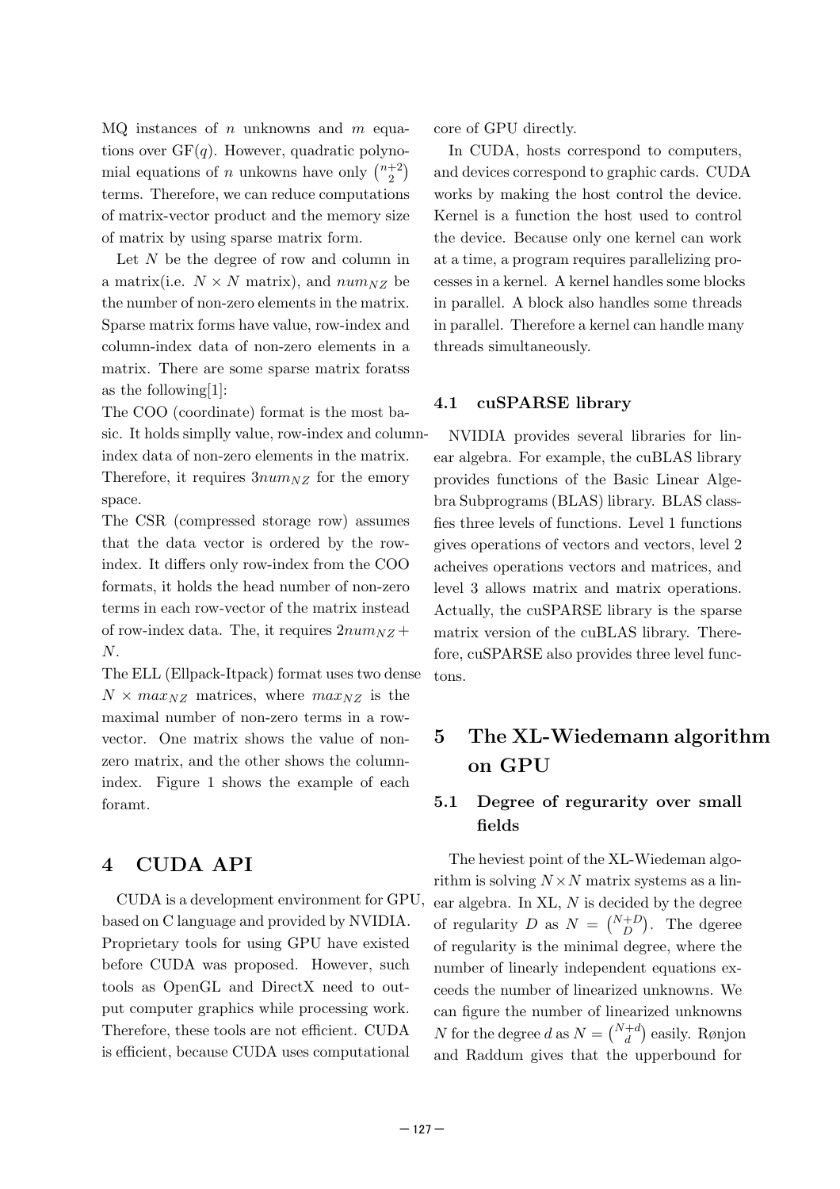MQ instances of $n$ unknowns and $m$ equations over GF($q$). However, quadratic polynomial equations of $n$ unkowns have only $\binom{n+2}{2}$ terms. Therefore, we can reduce computations of matrix-vector product and the memory size of matrix by using sparse matrix form.

Let $N$ be the degree of row and column in a matrix(i.e. $N \times N$ matrix), and $num_{NZ}$ be the number of non-zero elements in the matrix. Sparse matrix forms have value, row-index and column-index data of non-zero elements in a matrix. There are some sparse matrix foratss as the following[1]:

The COO (coordinate) format is the most basic. It holds simplly value, row-index and column-index data of non-zero elements in the matrix. Therefore, it requires $3num_{NZ}$ for the emory space.

The CSR (compressed storage row) assumes that the data vector is ordered by the row-index. It differs only row-index from the COO formats, it holds the head number of non-zero terms in each row-vector of the matrix instead of row-index data. The, it requires $2num_{NZ} + N$.

The ELL (Ellpack-Itpack) format uses two dense $N \times max_{NZ}$ matrices, where $max_{NZ}$ is the maximal number of non-zero terms in a row-vector. One matrix shows the value of non-zero matrix, and the other shows the column-index. Figure 1 shows the example of each foramt.

# 4 CUDA API

CUDA is a development environment for GPU, based on C language and provided by NVIDIA. Proprietary tools for using GPU have existed before CUDA was proposed. However, such tools as OpenGL and DirectX need to output computer graphics while processing work. Therefore, these tools are not efficient. CUDA is efficient, because CUDA uses computational core of GPU directly.

In CUDA, hosts correspond to computers, and devices correspond to graphic cards. CUDA works by making the host control the device. Kernel is a function the host used to control the device. Because only one kernel can work at a time, a program requires parallelizing processes in a kernel. A kernel handles some blocks in parallel. A block also handles some threads in parallel. Therefore a kernel can handle many threads simultaneously.

## 4.1 cuSPARSE library

NVIDIA provides several libraries for linear algebra. For example, the cuBLAS library provides functions of the Basic Linear Algebra Subprograms (BLAS) library. BLAS classfies three levels of functions. Level 1 functions gives operations of vectors and vectors, level 2 acheives operations vectors and matrices, and level 3 allows matrix and matrix operations. Actually, the cuSPARSE library is the sparse matrix version of the cuBLAS library. Therefore, cuSPARSE also provides three level functons.

# 5 The XL-Wiedemann algorithm on GPU

## 5.1 Degree of regurarity over small fields

The heviest point of the XL-Wiedeman algorithm is solving $N \times N$ matrix systems as a linear algebra. In XL, $N$ is decided by the degree of regularity $D$ as $N = \binom{N+D}{D}$. The dgeree of regularity is the minimal degree, where the number of linearly independent equations exceeds the number of linearized unknowns. We can figure the number of linearized unknowns $N$ for the degree $d$ as $N = \binom{N+d}{d}$ easily. Rønjon and Raddum gives that the upperbound for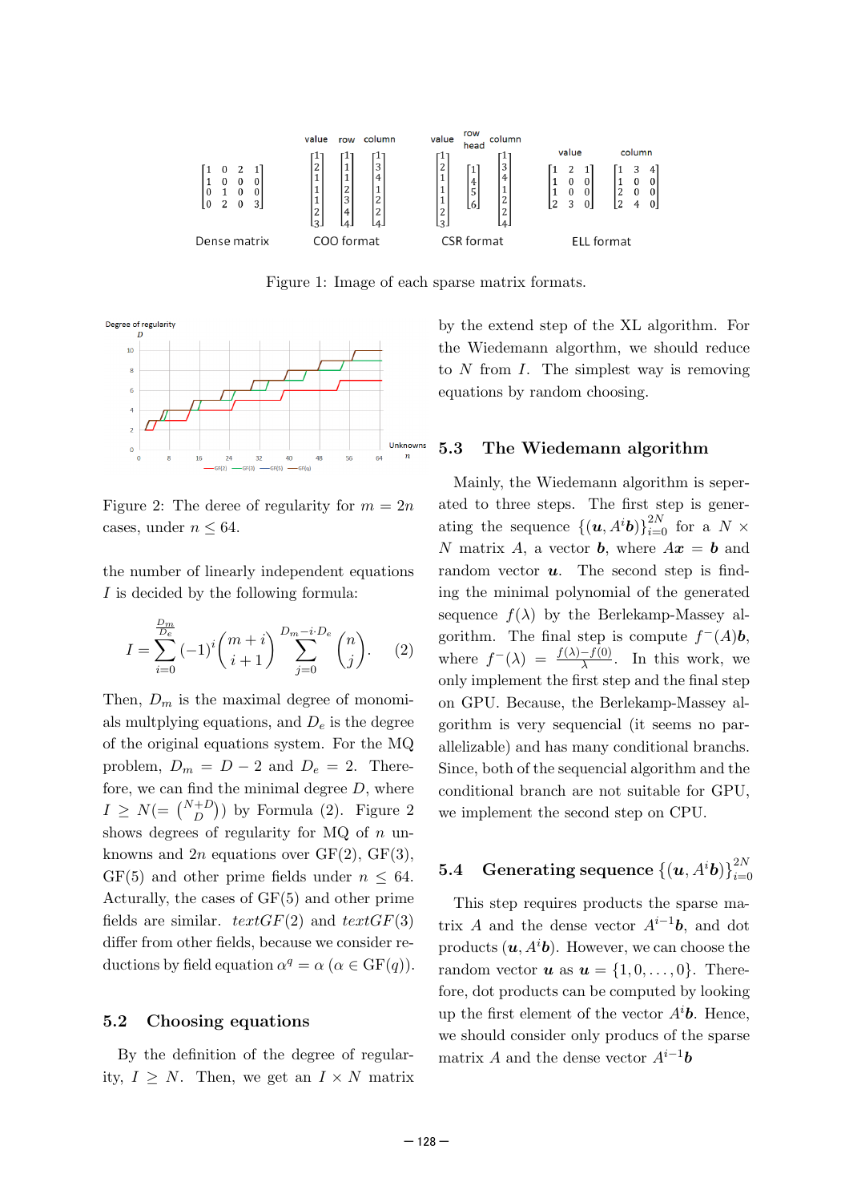Figure 1: Image of each sparse matrix formats.

Figure 2: The deree of regularity for $m = 2n$ cases, under $n \leq 64$.

the number of linearly independent equations $I$ is decided by the following formula:

$$I = \sum_{i=0}^{\frac{D_m}{D_e}} (-1)^i \binom{m+i}{i+1} \sum_{j=0}^{D_m - i \cdot D_e} \binom{n}{j}. \quad (2)$$

Then, $D_m$ is the maximal degree of monomials multplying equations, and $D_e$ is the degree of the original equations system. For the MQ problem, $D_m = D - 2$ and $D_e = 2$. Therefore, we can find the minimal degree $D$, where $I \geq N (= \binom{N+D}{D})$ by Formula (2). Figure 2 shows degrees of regularity for MQ of $n$ unknowns and $2n$ equations over GF(2), GF(3), GF(5) and other prime fields under $n \leq 64$. Acturally, the cases of GF(5) and other prime fields are similar. *textGF*(2) and *textGF*(3) differ from other fields, because we consider reductions by field equation $\alpha^q = \alpha$ ($\alpha \in \mathrm{GF}(q)$).

## 5.2 Choosing equations

By the definition of the degree of regularity, $I \geq N$. Then, we get an $I \times N$ matrix by the extend step of the XL algorithm. For the Wiedemann algorthm, we should reduce to $N$ from $I$. The simplest way is removing equations by random choosing.

## 5.3 The Wiedemann algorithm

Mainly, the Wiedemann algorithm is seperated to three steps. The first step is generating the sequence $\{(\boldsymbol{u}, A^i \boldsymbol{b})\}_{i=0}^{2N}$ for a $N \times N$ matrix $A$, a vector $\boldsymbol{b}$, where $A\boldsymbol{x} = \boldsymbol{b}$ and random vector $\boldsymbol{u}$. The second step is finding the minimal polynomial of the generated sequence $f(\lambda)$ by the Berlekamp-Massey algorithm. The final step is compute $f^{-}(A)\boldsymbol{b}$, where $f^{-}(\lambda) = \frac{f(\lambda) - f(0)}{\lambda}$. In this work, we only implement the first step and the final step on GPU. Because, the Berlekamp-Massey algorithm is very sequencial (it seems no parallelizable) and has many conditional branchs. Since, both of the sequencial algorithm and the conditional branch are not suitable for GPU, we implement the second step on CPU.

## 5.4 Generating sequence $\{(\boldsymbol{u}, A^i \boldsymbol{b})\}_{i=0}^{2N}$

This step requires products the sparse matrix $A$ and the dense vector $A^{i-1}\boldsymbol{b}$, and dot products $(\boldsymbol{u}, A^i\boldsymbol{b})$. However, we can choose the random vector $\boldsymbol{u}$ as $\boldsymbol{u} = \{1, 0, \ldots, 0\}$. Therefore, dot products can be computed by looking up the first element of the vector $A^i\boldsymbol{b}$. Hence, we should consider only producs of the sparse matrix $A$ and the dense vector $A^{i-1}\boldsymbol{b}$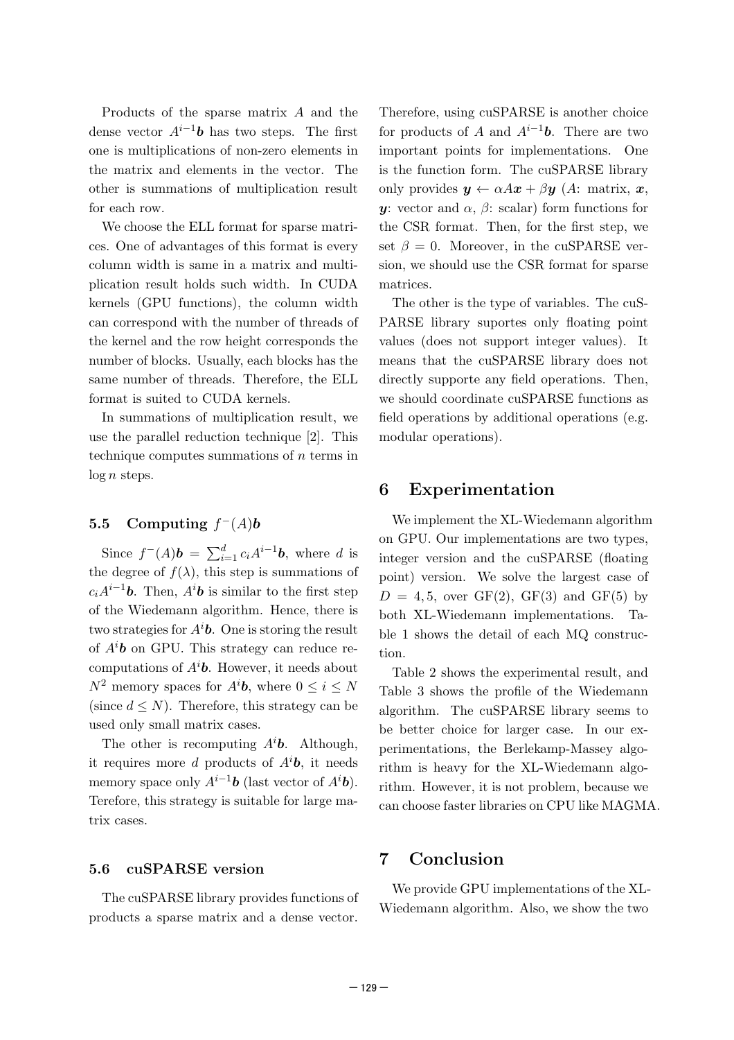Products of the sparse matrix $A$ and the dense vector $A^{i-1}\boldsymbol{b}$ has two steps. The first one is multiplications of non-zero elements in the matrix and elements in the vector. The other is summations of multiplication result for each row.

We choose the ELL format for sparse matrices. One of advantages of this format is every column width is same in a matrix and multiplication result holds such width. In CUDA kernels (GPU functions), the column width can correspond with the number of threads of the kernel and the row height corresponds the number of blocks. Usually, each blocks has the same number of threads. Therefore, the ELL format is suited to CUDA kernels.

In summations of multiplication result, we use the parallel reduction technique [2]. This technique computes summations of $n$ terms in $\log n$ steps.

### 5.5 Computing $f^{-}(A)\boldsymbol{b}$

Since $f^{-}(A)\boldsymbol{b} = \sum_{i=1}^{d} c_i A^{i-1}\boldsymbol{b}$, where $d$ is the degree of $f(\lambda)$, this step is summations of $c_i A^{i-1}\boldsymbol{b}$. Then, $A^i\boldsymbol{b}$ is similar to the first step of the Wiedemann algorithm. Hence, there is two strategies for $A^i\boldsymbol{b}$. One is storing the result of $A^i\boldsymbol{b}$ on GPU. This strategy can reduce recomputations of $A^i\boldsymbol{b}$. However, it needs about $N^2$ memory spaces for $A^i\boldsymbol{b}$, where $0 \leq i \leq N$ (since $d \leq N$). Therefore, this strategy can be used only small matrix cases.

The other is recomputing $A^i\boldsymbol{b}$. Although, it requires more $d$ products of $A^i\boldsymbol{b}$, it needs memory space only $A^{i-1}\boldsymbol{b}$ (last vector of $A^i\boldsymbol{b}$). Terefore, this strategy is suitable for large matrix cases.

### 5.6 cuSPARSE version

The cuSPARSE library provides functions of products a sparse matrix and a dense vector. Therefore, using cuSPARSE is another choice for products of $A$ and $A^{i-1}\boldsymbol{b}$. There are two important points for implementations. One is the function form. The cuSPARSE library only provides $\boldsymbol{y} \leftarrow \alpha A\boldsymbol{x} + \beta\boldsymbol{y}$ ($A$: matrix, $\boldsymbol{x}$, $\boldsymbol{y}$: vector and $\alpha$, $\beta$: scalar) form functions for the CSR format. Then, for the first step, we set $\beta = 0$. Moreover, in the cuSPARSE version, we should use the CSR format for sparse matrices.

The other is the type of variables. The cuSPARSE library suportes only floating point values (does not support integer values). It means that the cuSPARSE library does not directly supporte any field operations. Then, we should coordinate cuSPARSE functions as field operations by additional operations (e.g. modular operations).

## 6 Experimentation

We implement the XL-Wiedemann algorithm on GPU. Our implementations are two types, integer version and the cuSPARSE (floating point) version. We solve the largest case of $D = 4, 5$, over GF(2), GF(3) and GF(5) by both XL-Wiedemann implementations. Table 1 shows the detail of each MQ construction.

Table 2 shows the experimental result, and Table 3 shows the profile of the Wiedemann algorithm. The cuSPARSE library seems to be better choice for larger case. In our experimentations, the Berlekamp-Massey algorithm is heavy for the XL-Wiedemann algorithm. However, it is not problem, because we can choose faster libraries on CPU like MAGMA.

## 7 Conclusion

We provide GPU implementations of the XL-Wiedemann algorithm. Also, we show the two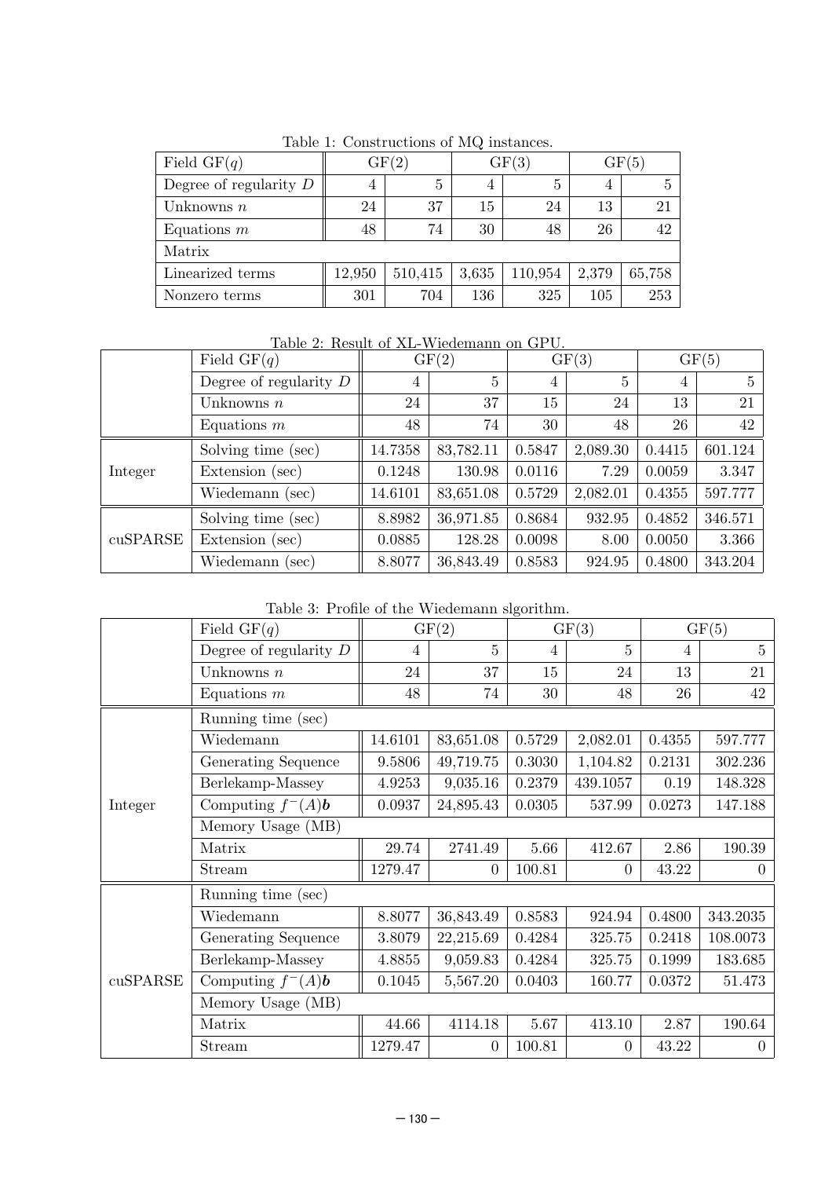Table 1: Constructions of MQ instances.

| Field GF($q$) | GF(2) | | GF(3) | | GF(5) | |
|---|---|---|---|---|---|---|
| Degree of regularity $D$ | 4 | 5 | 4 | 5 | 4 | 5 |
| Unknowns $n$ | 24 | 37 | 15 | 24 | 13 | 21 |
| Equations $m$ | 48 | 74 | 30 | 48 | 26 | 42 |
| Matrix | | | | | | |
| Linearized terms | 12,950 | 510,415 | 3,635 | 110,954 | 2,379 | 65,758 |
| Nonzero terms | 301 | 704 | 136 | 325 | 105 | 253 |

Table 2: Result of XL-Wiedemann on GPU.

| | Field GF($q$) | GF(2) | | GF(3) | | GF(5) | |
|---|---|---|---|---|---|---|---|
| | Degree of regularity $D$ | 4 | 5 | 4 | 5 | 4 | 5 |
| | Unknowns $n$ | 24 | 37 | 15 | 24 | 13 | 21 |
| | Equations $m$ | 48 | 74 | 30 | 48 | 26 | 42 |
| Integer | Solving time (sec) | 14.7358 | 83,782.11 | 0.5847 | 2,089.30 | 0.4415 | 601.124 |
| | Extension (sec) | 0.1248 | 130.98 | 0.0116 | 7.29 | 0.0059 | 3.347 |
| | Wiedemann (sec) | 14.6101 | 83,651.08 | 0.5729 | 2,082.01 | 0.4355 | 597.777 |
| cuSPARSE | Solving time (sec) | 8.8982 | 36,971.85 | 0.8684 | 932.95 | 0.4852 | 346.571 |
| | Extension (sec) | 0.0885 | 128.28 | 0.0098 | 8.00 | 0.0050 | 3.366 |
| | Wiedemann (sec) | 8.8077 | 36,843.49 | 0.8583 | 924.95 | 0.4800 | 343.204 |

Table 3: Profile of the Wiedemann slgorithm.

| | Field GF($q$) | GF(2) | | GF(3) | | GF(5) | |
|---|---|---|---|---|---|---|---|
| | Degree of regularity $D$ | 4 | 5 | 4 | 5 | 4 | 5 |
| | Unknowns $n$ | 24 | 37 | 15 | 24 | 13 | 21 |
| | Equations $m$ | 48 | 74 | 30 | 48 | 26 | 42 |
| Integer | Running time (sec) | | | | | | |
| | Wiedemann | 14.6101 | 83,651.08 | 0.5729 | 2,082.01 | 0.4355 | 597.777 |
| | Generating Sequence | 9.5806 | 49,719.75 | 0.3030 | 1,104.82 | 0.2131 | 302.236 |
| | Berlekamp-Massey | 4.9253 | 9,035.16 | 0.2379 | 439.1057 | 0.19 | 148.328 |
| | Computing $f^{-}(A)\boldsymbol{b}$ | 0.0937 | 24,895.43 | 0.0305 | 537.99 | 0.0273 | 147.188 |
| | Memory Usage (MB) | | | | | | |
| | Matrix | 29.74 | 2741.49 | 5.66 | 412.67 | 2.86 | 190.39 |
| | Stream | 1279.47 | 0 | 100.81 | 0 | 43.22 | 0 |
| cuSPARSE | Running time (sec) | | | | | | |
| | Wiedemann | 8.8077 | 36,843.49 | 0.8583 | 924.94 | 0.4800 | 343.2035 |
| | Generating Sequence | 3.8079 | 22,215.69 | 0.4284 | 325.75 | 0.2418 | 108.0073 |
| | Berlekamp-Massey | 4.8855 | 9,059.83 | 0.4284 | 325.75 | 0.1999 | 183.685 |
| | Computing $f^{-}(A)\boldsymbol{b}$ | 0.1045 | 5,567.20 | 0.0403 | 160.77 | 0.0372 | 51.473 |
| | Memory Usage (MB) | | | | | | |
| | Matrix | 44.66 | 4114.18 | 5.67 | 413.10 | 2.87 | 190.64 |
| | Stream | 1279.47 | 0 | 100.81 | 0 | 43.22 | 0 |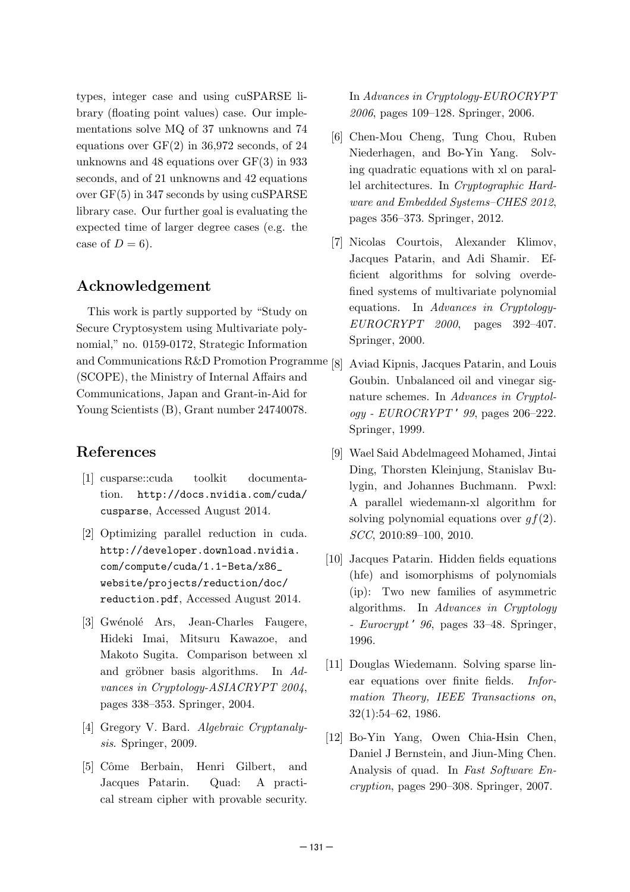types, integer case and using cuSPARSE library (floating point values) case. Our implementations solve MQ of 37 unknowns and 74 equations over GF(2) in 36,972 seconds, of 24 unknowns and 48 equations over GF(3) in 933 seconds, and of 21 unknowns and 42 equations over GF(5) in 347 seconds by using cuSPARSE library case. Our further goal is evaluating the expected time of larger degree cases (e.g. the case of $D = 6$).

## Acknowledgement

This work is partly supported by "Study on Secure Cryptosystem using Multivariate polynomial," no. 0159-0172, Strategic Information and Communications R&D Promotion Programme (SCOPE), the Ministry of Internal Affairs and Communications, Japan and Grant-in-Aid for Young Scientists (B), Grant number 24740078.

## References

[1] cusparse::cuda toolkit documentation. `http://docs.nvidia.com/cuda/cusparse`, Accessed August 2014.

[2] Optimizing parallel reduction in cuda. `http://developer.download.nvidia.com/compute/cuda/1.1-Beta/x86_website/projects/reduction/doc/reduction.pdf`, Accessed August 2014.

[3] Gwénolé Ars, Jean-Charles Faugere, Hideki Imai, Mitsuru Kawazoe, and Makoto Sugita. Comparison between xl and gröbner basis algorithms. In *Advances in Cryptology-ASIACRYPT 2004*, pages 338–353. Springer, 2004.

[4] Gregory V. Bard. *Algebraic Cryptanalysis*. Springer, 2009.

[5] Côme Berbain, Henri Gilbert, and Jacques Patarin. Quad: A practical stream cipher with provable security. In *Advances in Cryptology-EUROCRYPT 2006*, pages 109–128. Springer, 2006.

[6] Chen-Mou Cheng, Tung Chou, Ruben Niederhagen, and Bo-Yin Yang. Solving quadratic equations with xl on parallel architectures. In *Cryptographic Hardware and Embedded Systems–CHES 2012*, pages 356–373. Springer, 2012.

[7] Nicolas Courtois, Alexander Klimov, Jacques Patarin, and Adi Shamir. Efficient algorithms for solving overdefined systems of multivariate polynomial equations. In *Advances in Cryptology-EUROCRYPT 2000*, pages 392–407. Springer, 2000.

[8] Aviad Kipnis, Jacques Patarin, and Louis Goubin. Unbalanced oil and vinegar signature schemes. In *Advances in Cryptology - EUROCRYPT ' 99*, pages 206–222. Springer, 1999.

[9] Wael Said Abdelmageed Mohamed, Jintai Ding, Thorsten Kleinjung, Stanislav Bulygin, and Johannes Buchmann. Pwxl: A parallel wiedemann-xl algorithm for solving polynomial equations over $gf(2)$. *SCC*, 2010:89–100, 2010.

[10] Jacques Patarin. Hidden fields equations (hfe) and isomorphisms of polynomials (ip): Two new families of asymmetric algorithms. In *Advances in Cryptology - Eurocrypt ' 96*, pages 33–48. Springer, 1996.

[11] Douglas Wiedemann. Solving sparse linear equations over finite fields. *Information Theory, IEEE Transactions on*, 32(1):54–62, 1986.

[12] Bo-Yin Yang, Owen Chia-Hsin Chen, Daniel J Bernstein, and Jiun-Ming Chen. Analysis of quad. In *Fast Software Encryption*, pages 290–308. Springer, 2007.